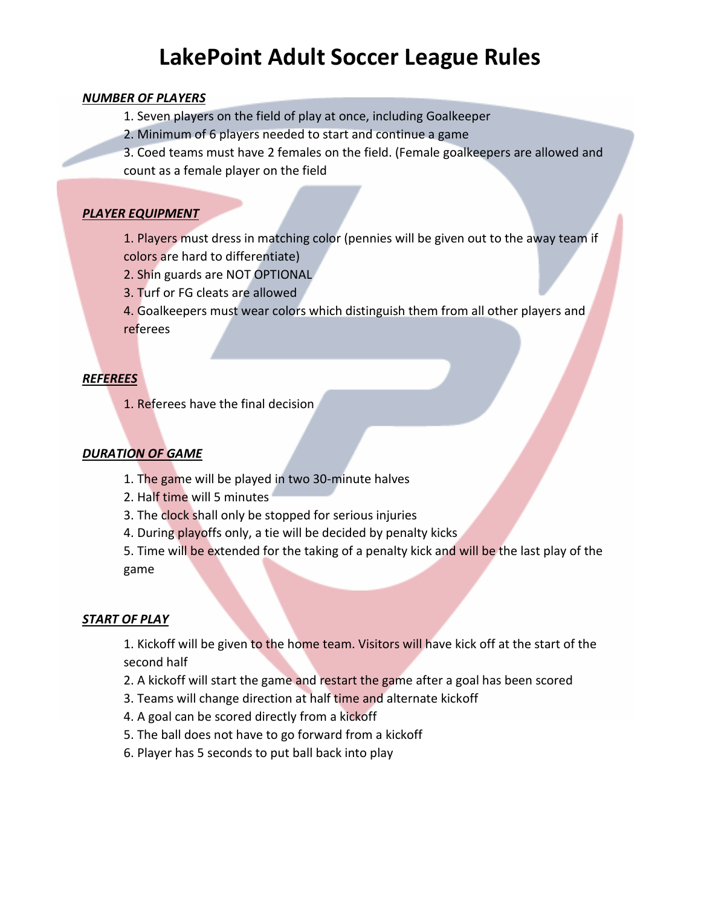# LakePoint Adult Soccer League Rules

***NUMBER OF PLAYERS***

1. Seven players on the field of play at once, including Goalkeeper
2. Minimum of 6 players needed to start and continue a game
3. Coed teams must have 2 females on the field. (Female goalkeepers are allowed and count as a female player on the field

***PLAYER EQUIPMENT***

1. Players must dress in matching color (pennies will be given out to the away team if colors are hard to differentiate)
2. Shin guards are NOT OPTIONAL
3. Turf or FG cleats are allowed
4. Goalkeepers must wear colors which distinguish them from all other players and referees

***REFEREES***

1. Referees have the final decision

***DURATION OF GAME***

1. The game will be played in two 30-minute halves
2. Half time will 5 minutes
3. The clock shall only be stopped for serious injuries
4. During playoffs only, a tie will be decided by penalty kicks
5. Time will be extended for the taking of a penalty kick and will be the last play of the game

***START OF PLAY***

1. Kickoff will be given to the home team. Visitors will have kick off at the start of the second half
2. A kickoff will start the game and restart the game after a goal has been scored
3. Teams will change direction at half time and alternate kickoff
4. A goal can be scored directly from a kickoff
5. The ball does not have to go forward from a kickoff
6. Player has 5 seconds to put ball back into play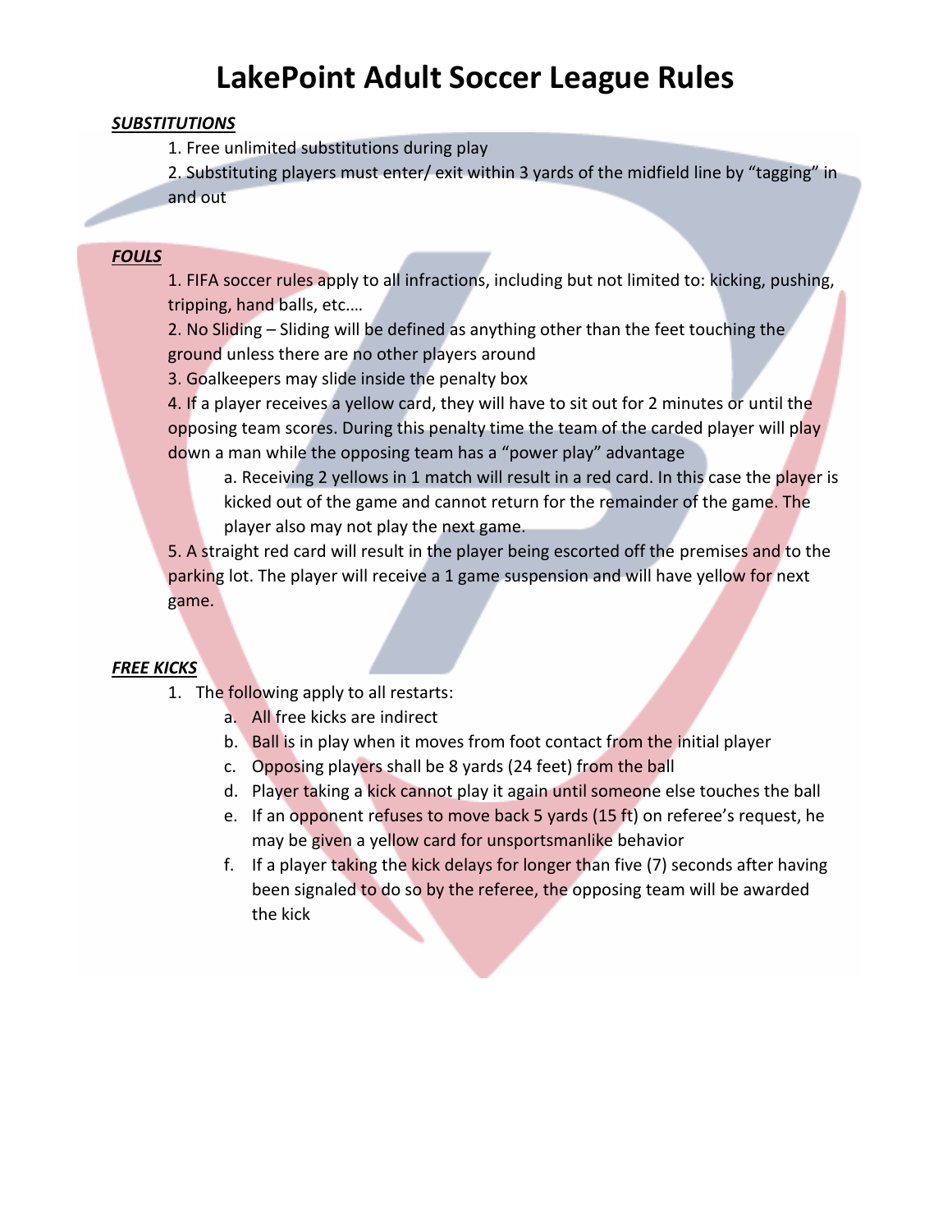# LakePoint Adult Soccer League Rules

***SUBSTITUTIONS***

1. Free unlimited substitutions during play
2. Substituting players must enter/ exit within 3 yards of the midfield line by "tagging" in and out

***FOULS***

1. FIFA soccer rules apply to all infractions, including but not limited to: kicking, pushing, tripping, hand balls, etc.…
2. No Sliding – Sliding will be defined as anything other than the feet touching the ground unless there are no other players around
3. Goalkeepers may slide inside the penalty box
4. If a player receives a yellow card, they will have to sit out for 2 minutes or until the opposing team scores. During this penalty time the team of the carded player will play down a man while the opposing team has a "power play" advantage
   a. Receiving 2 yellows in 1 match will result in a red card. In this case the player is kicked out of the game and cannot return for the remainder of the game. The player also may not play the next game.
5. A straight red card will result in the player being escorted off the premises and to the parking lot. The player will receive a 1 game suspension and will have yellow for next game.

***FREE KICKS***

1. The following apply to all restarts:
   a. All free kicks are indirect
   b. Ball is in play when it moves from foot contact from the initial player
   c. Opposing players shall be 8 yards (24 feet) from the ball
   d. Player taking a kick cannot play it again until someone else touches the ball
   e. If an opponent refuses to move back 5 yards (15 ft) on referee's request, he may be given a yellow card for unsportsmanlike behavior
   f. If a player taking the kick delays for longer than five (7) seconds after having been signaled to do so by the referee, the opposing team will be awarded the kick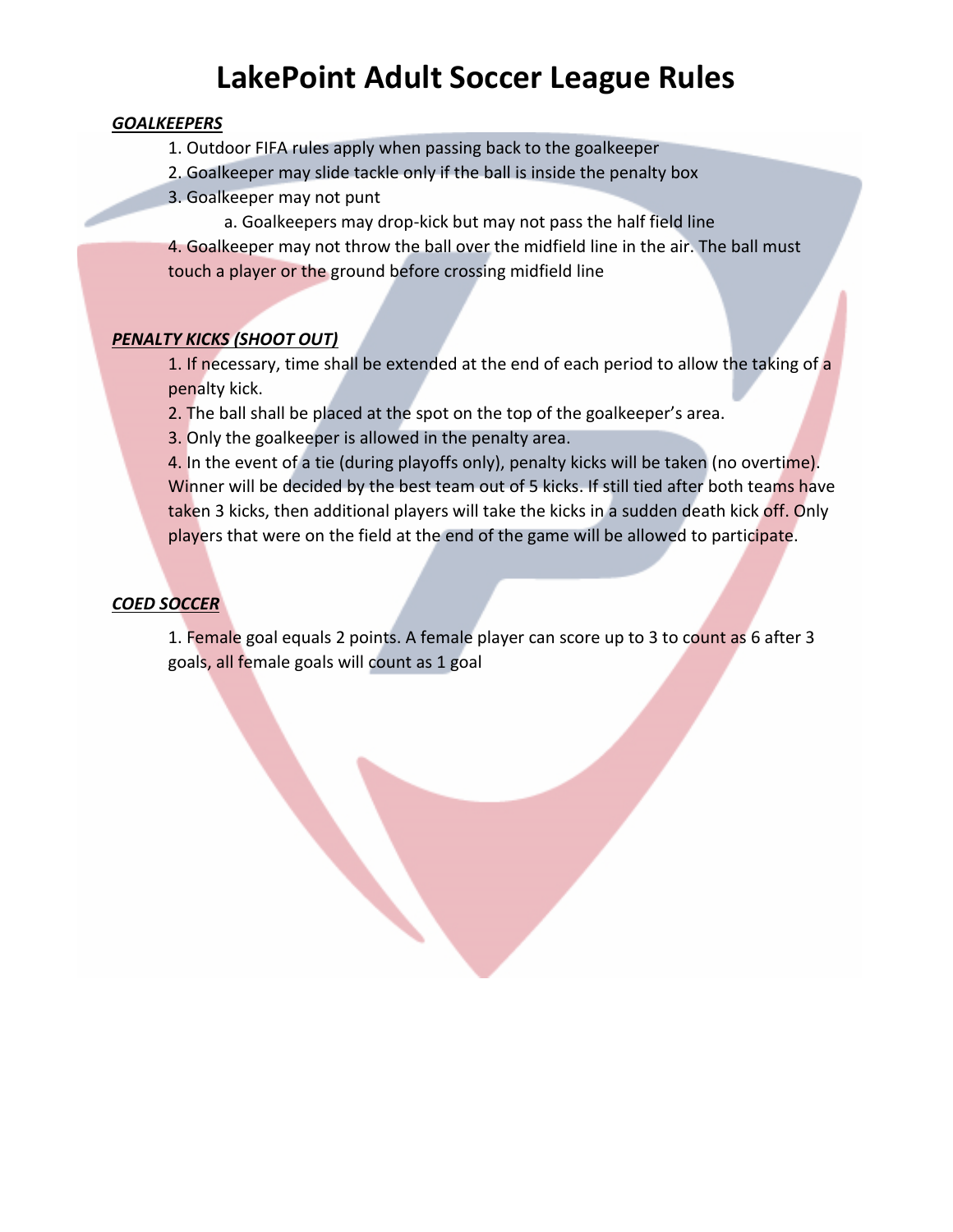# LakePoint Adult Soccer League Rules

***GOALKEEPERS***

1. Outdoor FIFA rules apply when passing back to the goalkeeper
2. Goalkeeper may slide tackle only if the ball is inside the penalty box
3. Goalkeeper may not punt
   a. Goalkeepers may drop-kick but may not pass the half field line
4. Goalkeeper may not throw the ball over the midfield line in the air. The ball must touch a player or the ground before crossing midfield line

***PENALTY KICKS (SHOOT OUT)***

1. If necessary, time shall be extended at the end of each period to allow the taking of a penalty kick.
2. The ball shall be placed at the spot on the top of the goalkeeper's area.
3. Only the goalkeeper is allowed in the penalty area.
4. In the event of a tie (during playoffs only), penalty kicks will be taken (no overtime). Winner will be decided by the best team out of 5 kicks. If still tied after both teams have taken 3 kicks, then additional players will take the kicks in a sudden death kick off. Only players that were on the field at the end of the game will be allowed to participate.

***COED SOCCER***

1. Female goal equals 2 points. A female player can score up to 3 to count as 6 after 3 goals, all female goals will count as 1 goal